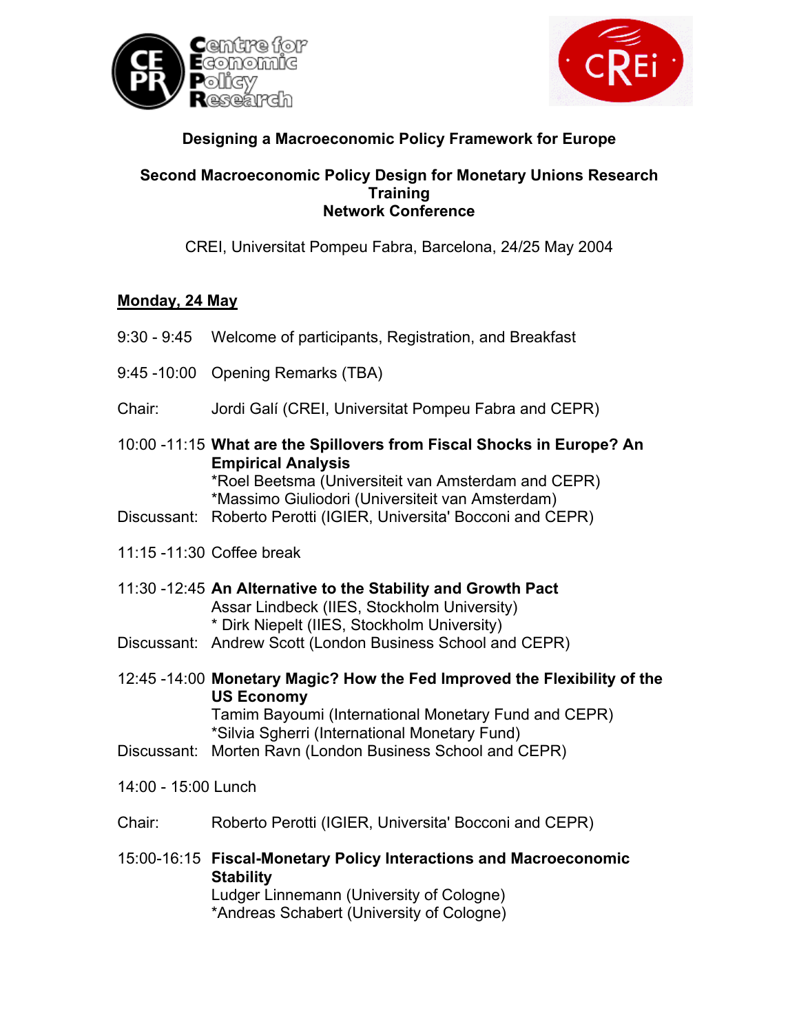**Designing a Macroeconomic Policy Framework for Europe**

**Second Macroeconomic Policy Design for Monetary Unions Research Training Network Conference**

CREI, Universitat Pompeu Fabra, Barcelona, 24/25 May 2004

**Monday, 24 May**

9:30 - 9:45 Welcome of participants, Registration, and Breakfast

9:45 -10:00 Opening Remarks (TBA)

Chair: Jordi Galí (CREI, Universitat Pompeu Fabra and CEPR)

10:00 -11:15 **What are the Spillovers from Fiscal Shocks in Europe? An Empirical Analysis**
*Roel Beetsma (Universiteit van Amsterdam and CEPR)
*Massimo Giuliodori (Universiteit van Amsterdam)
Discussant: Roberto Perotti (IGIER, Universita' Bocconi and CEPR)

11:15 -11:30 Coffee break

11:30 -12:45 **An Alternative to the Stability and Growth Pact**
Assar Lindbeck (IIES, Stockholm University)
* Dirk Niepelt (IIES, Stockholm University)
Discussant: Andrew Scott (London Business School and CEPR)

12:45 -14:00 **Monetary Magic? How the Fed Improved the Flexibility of the US Economy**
Tamim Bayoumi (International Monetary Fund and CEPR)
*Silvia Sgherri (International Monetary Fund)
Discussant: Morten Ravn (London Business School and CEPR)

14:00 - 15:00 Lunch

Chair: Roberto Perotti (IGIER, Universita' Bocconi and CEPR)

15:00-16:15 **Fiscal-Monetary Policy Interactions and Macroeconomic Stability**
Ludger Linnemann (University of Cologne)
*Andreas Schabert (University of Cologne)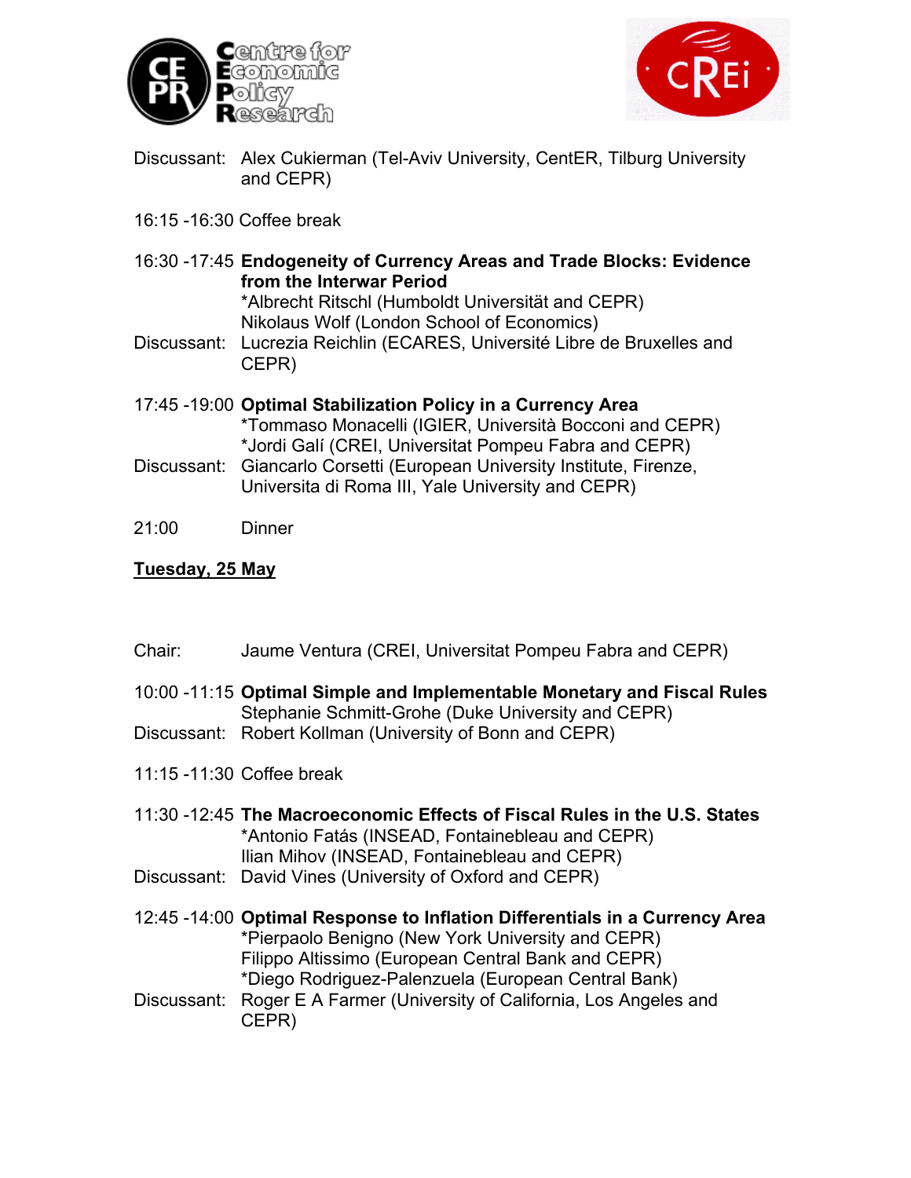Discussant: Alex Cukierman (Tel-Aviv University, CentER, Tilburg University and CEPR)

16:15 -16:30 Coffee break

16:30 -17:45 **Endogeneity of Currency Areas and Trade Blocks: Evidence from the Interwar Period**
*Albrecht Ritschl (Humboldt Universität and CEPR)
Nikolaus Wolf (London School of Economics)

Discussant: Lucrezia Reichlin (ECARES, Université Libre de Bruxelles and CEPR)

17:45 -19:00 **Optimal Stabilization Policy in a Currency Area**
*Tommaso Monacelli (IGIER, Università Bocconi and CEPR)
*Jordi Galí (CREI, Universitat Pompeu Fabra and CEPR)

Discussant: Giancarlo Corsetti (European University Institute, Firenze, Universita di Roma III, Yale University and CEPR)

21:00 Dinner

**<u>Tuesday, 25 May</u>**

Chair: Jaume Ventura (CREI, Universitat Pompeu Fabra and CEPR)

10:00 -11:15 **Optimal Simple and Implementable Monetary and Fiscal Rules**
Stephanie Schmitt-Grohe (Duke University and CEPR)

Discussant: Robert Kollman (University of Bonn and CEPR)

11:15 -11:30 Coffee break

11:30 -12:45 **The Macroeconomic Effects of Fiscal Rules in the U.S. States**
*Antonio Fatás (INSEAD, Fontainebleau and CEPR)
Ilian Mihov (INSEAD, Fontainebleau and CEPR)

Discussant: David Vines (University of Oxford and CEPR)

12:45 -14:00 **Optimal Response to Inflation Differentials in a Currency Area**
*Pierpaolo Benigno (New York University and CEPR)
Filippo Altissimo (European Central Bank and CEPR)
*Diego Rodriguez-Palenzuela (European Central Bank)

Discussant: Roger E A Farmer (University of California, Los Angeles and CEPR)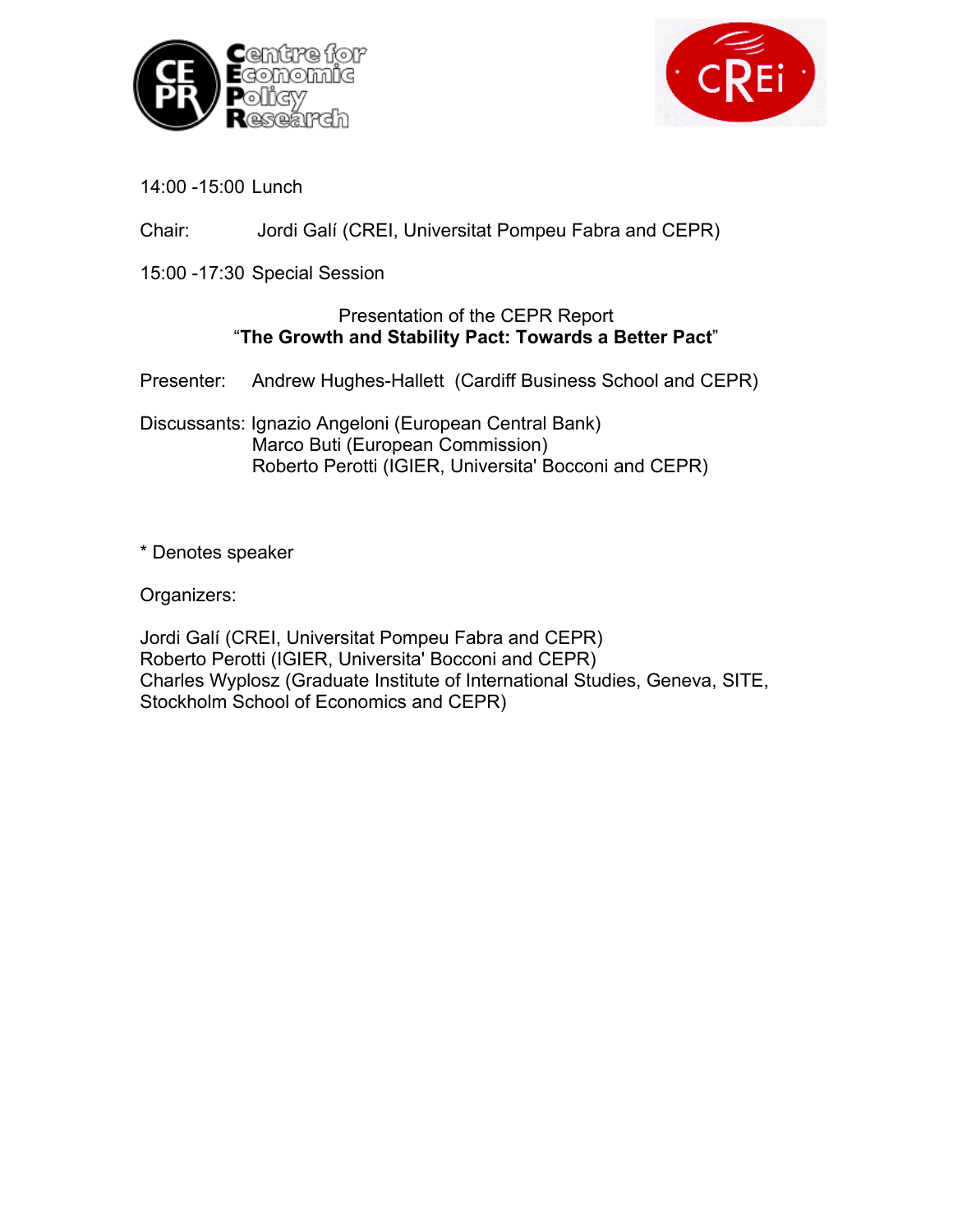14:00 -15:00 Lunch

Chair: Jordi Galí (CREI, Universitat Pompeu Fabra and CEPR)

15:00 -17:30 Special Session

Presentation of the CEPR Report
"**The Growth and Stability Pact: Towards a Better Pact**"

Presenter: Andrew Hughes-Hallett (Cardiff Business School and CEPR)

Discussants: Ignazio Angeloni (European Central Bank)
Marco Buti (European Commission)
Roberto Perotti (IGIER, Universita' Bocconi and CEPR)

* Denotes speaker

Organizers:

Jordi Galí (CREI, Universitat Pompeu Fabra and CEPR)
Roberto Perotti (IGIER, Universita' Bocconi and CEPR)
Charles Wyplosz (Graduate Institute of International Studies, Geneva, SITE, Stockholm School of Economics and CEPR)